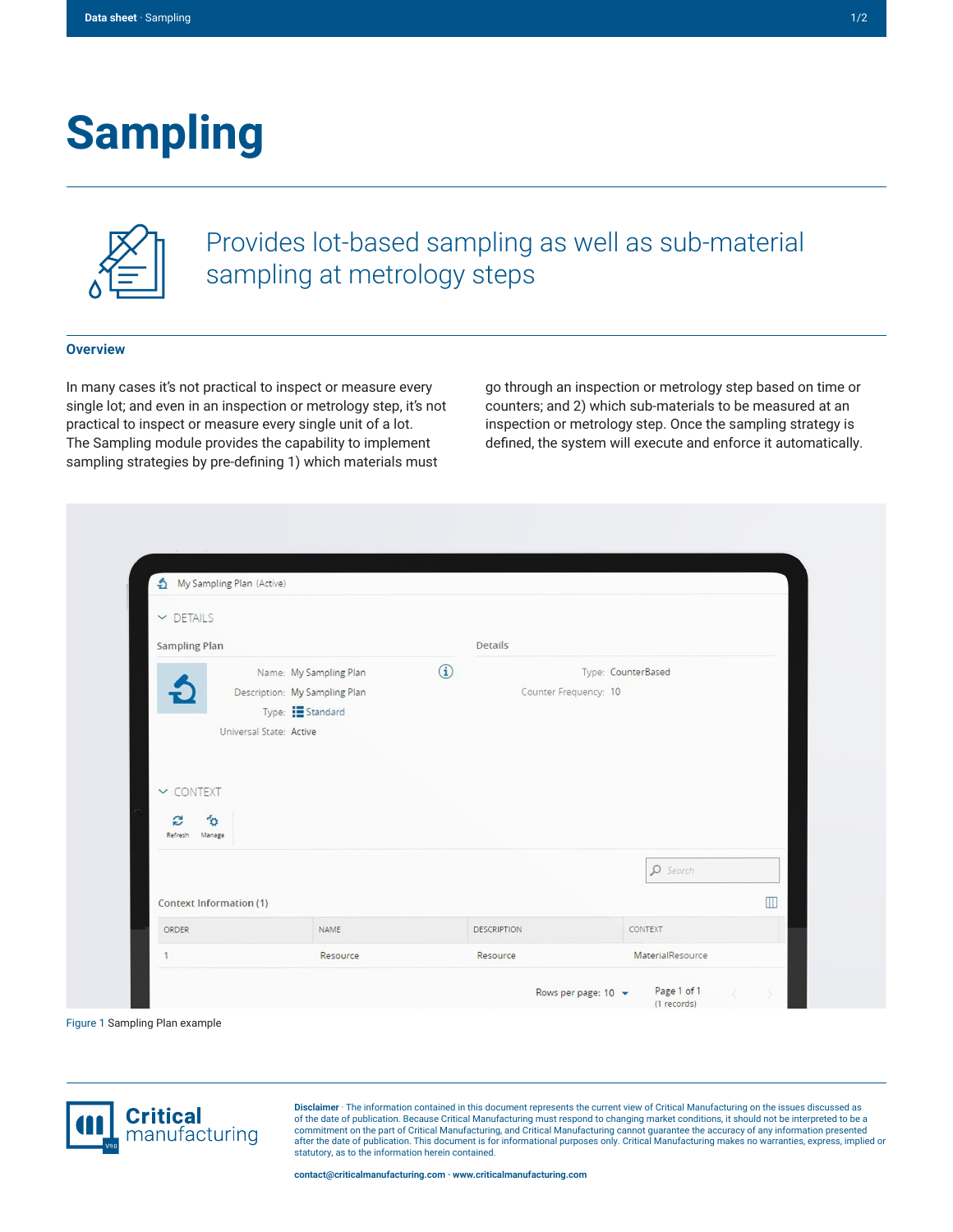# Sampling

## Provides lot-based sampling as well as sub-material sampling at metrology steps

### Overview

In many cases it's not practical to inspect or measure every single lot; and even in an inspection or metrology step, it's not practical to inspect or measure every single unit of a lot. The Sampling module provides the capability to implement sampling strategies by pre-defining 1) which materials must go through an inspection or metrology step based on time or counters; and 2) which sub-materials to be measured at an inspection or metrology step. Once the sampling strategy is defined, the system will execute and enforce it automatically.

Figure 1 Sampling Plan example

**Disclaimer** · The information contained in this document represents the current view of Critical Manufacturing on the issues discussed as of the date of publication. Because Critical Manufacturing must respond to changing market conditions, it should not be interpreted to be a commitment on the part of Critical Manufacturing, and Critical Manufacturing cannot guarantee the accuracy of any information presented after the date of publication. This document is for informational purposes only. Critical Manufacturing makes no warranties, express, implied or statutory, as to the information herein contained.

**contact@criticalmanufacturing.com · www.criticalmanufacturing.com**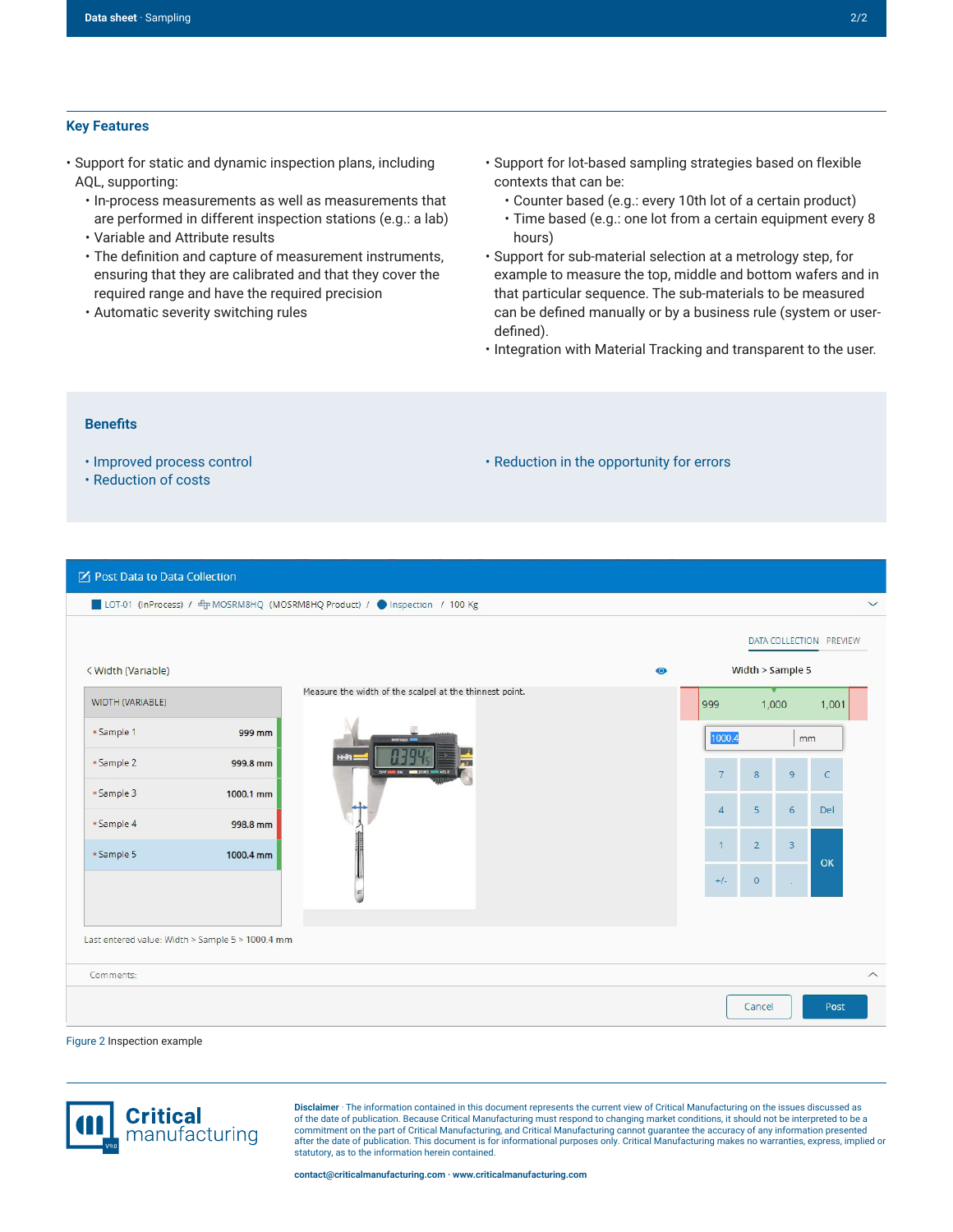## Key Features

- Support for static and dynamic inspection plans, including AQL, supporting:
  - In-process measurements as well as measurements that are performed in different inspection stations (e.g.: a lab)
  - Variable and Attribute results
  - The definition and capture of measurement instruments, ensuring that they are calibrated and that they cover the required range and have the required precision
  - Automatic severity switching rules
- Support for lot-based sampling strategies based on flexible contexts that can be:
  - Counter based (e.g.: every 10th lot of a certain product)
  - Time based (e.g.: one lot from a certain equipment every 8 hours)
- Support for sub-material selection at a metrology step, for example to measure the top, middle and bottom wafers and in that particular sequence. The sub-materials to be measured can be defined manually or by a business rule (system or user-defined).
- Integration with Material Tracking and transparent to the user.

## Benefits

- Improved process control
- Reduction of costs
- Reduction in the opportunity for errors

Figure 2 Inspection example

**Disclaimer** · The information contained in this document represents the current view of Critical Manufacturing on the issues discussed as of the date of publication. Because Critical Manufacturing must respond to changing market conditions, it should not be interpreted to be a commitment on the part of Critical Manufacturing, and Critical Manufacturing cannot guarantee the accuracy of any information presented after the date of publication. This document is for informational purposes only. Critical Manufacturing makes no warranties, express, implied or statutory, as to the information herein contained.

**contact@criticalmanufacturing.com · www.criticalmanufacturing.com**